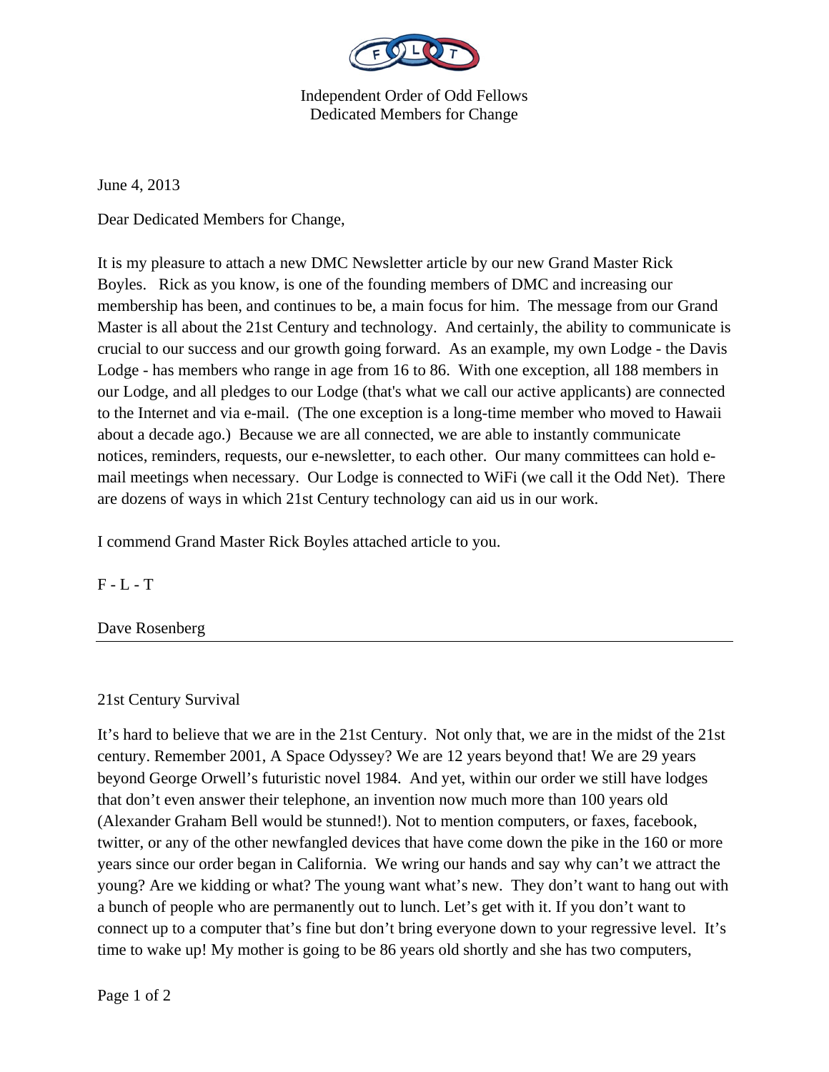Independent Order of Odd Fellows
Dedicated Members for Change

June 4, 2013

Dear Dedicated Members for Change,

It is my pleasure to attach a new DMC Newsletter article by our new Grand Master Rick Boyles. Rick as you know, is one of the founding members of DMC and increasing our membership has been, and continues to be, a main focus for him. The message from our Grand Master is all about the 21st Century and technology. And certainly, the ability to communicate is crucial to our success and our growth going forward. As an example, my own Lodge - the Davis Lodge - has members who range in age from 16 to 86. With one exception, all 188 members in our Lodge, and all pledges to our Lodge (that's what we call our active applicants) are connected to the Internet and via e-mail. (The one exception is a long-time member who moved to Hawaii about a decade ago.) Because we are all connected, we are able to instantly communicate notices, reminders, requests, our e-newsletter, to each other. Our many committees can hold e-mail meetings when necessary. Our Lodge is connected to WiFi (we call it the Odd Net). There are dozens of ways in which 21st Century technology can aid us in our work.

I commend Grand Master Rick Boyles attached article to you.

F - L - T

Dave Rosenberg

---

## 21st Century Survival

It's hard to believe that we are in the 21st Century. Not only that, we are in the midst of the 21st century. Remember 2001, A Space Odyssey? We are 12 years beyond that! We are 29 years beyond George Orwell's futuristic novel 1984. And yet, within our order we still have lodges that don't even answer their telephone, an invention now much more than 100 years old (Alexander Graham Bell would be stunned!). Not to mention computers, or faxes, facebook, twitter, or any of the other newfangled devices that have come down the pike in the 160 or more years since our order began in California. We wring our hands and say why can't we attract the young? Are we kidding or what? The young want what's new. They don't want to hang out with a bunch of people who are permanently out to lunch. Let's get with it. If you don't want to connect up to a computer that's fine but don't bring everyone down to your regressive level. It's time to wake up! My mother is going to be 86 years old shortly and she has two computers,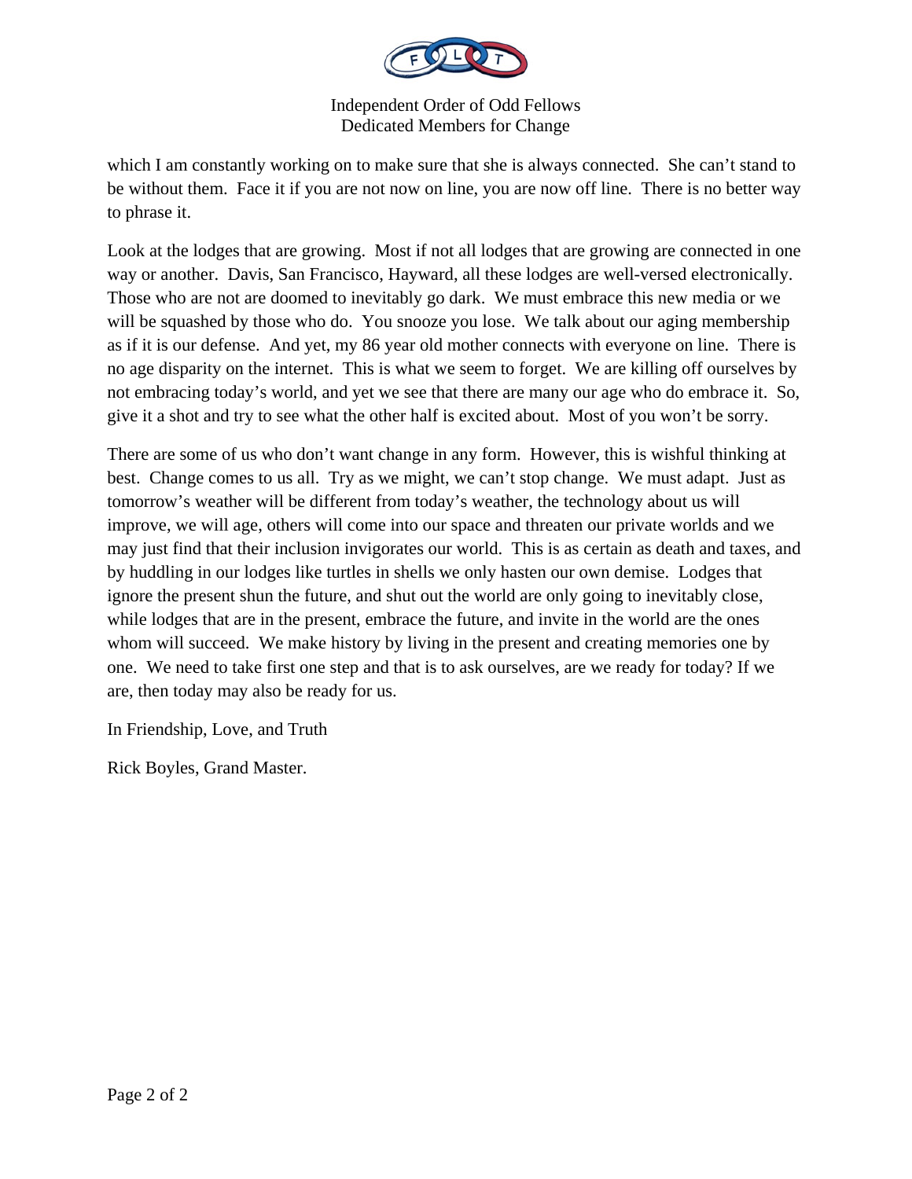which I am constantly working on to make sure that she is always connected. She can't stand to be without them. Face it if you are not now on line, you are now off line. There is no better way to phrase it.

Look at the lodges that are growing. Most if not all lodges that are growing are connected in one way or another. Davis, San Francisco, Hayward, all these lodges are well-versed electronically. Those who are not are doomed to inevitably go dark. We must embrace this new media or we will be squashed by those who do. You snooze you lose. We talk about our aging membership as if it is our defense. And yet, my 86 year old mother connects with everyone on line. There is no age disparity on the internet. This is what we seem to forget. We are killing off ourselves by not embracing today's world, and yet we see that there are many our age who do embrace it. So, give it a shot and try to see what the other half is excited about. Most of you won't be sorry.

There are some of us who don't want change in any form. However, this is wishful thinking at best. Change comes to us all. Try as we might, we can't stop change. We must adapt. Just as tomorrow's weather will be different from today's weather, the technology about us will improve, we will age, others will come into our space and threaten our private worlds and we may just find that their inclusion invigorates our world. This is as certain as death and taxes, and by huddling in our lodges like turtles in shells we only hasten our own demise. Lodges that ignore the present shun the future, and shut out the world are only going to inevitably close, while lodges that are in the present, embrace the future, and invite in the world are the ones whom will succeed. We make history by living in the present and creating memories one by one. We need to take first one step and that is to ask ourselves, are we ready for today? If we are, then today may also be ready for us.

In Friendship, Love, and Truth

Rick Boyles, Grand Master.